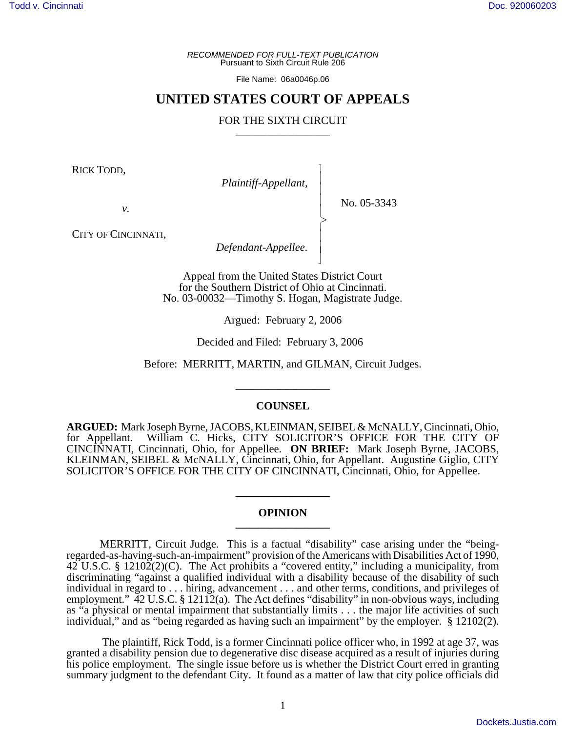RECOMMENDED FOR FULL-TEXT PUBLICATION
Pursuant to Sixth Circuit Rule 206

File Name: 06a0046p.06

# UNITED STATES COURT OF APPEALS

## FOR THE SIXTH CIRCUIT

RICK TODD,
*Plaintiff-Appellant,*

*v.*

CITY OF CINCINNATI,
*Defendant-Appellee.*

No. 05-3343

Appeal from the United States District Court
for the Southern District of Ohio at Cincinnati.
No. 03-00032—Timothy S. Hogan, Magistrate Judge.

Argued: February 2, 2006

Decided and Filed: February 3, 2006

Before: MERRITT, MARTIN, and GILMAN, Circuit Judges.

## COUNSEL

**ARGUED:** Mark Joseph Byrne, JACOBS, KLEINMAN, SEIBEL & McNALLY, Cincinnati, Ohio, for Appellant. William C. Hicks, CITY SOLICITOR'S OFFICE FOR THE CITY OF CINCINNATI, Cincinnati, Ohio, for Appellee. **ON BRIEF:** Mark Joseph Byrne, JACOBS, KLEINMAN, SEIBEL & McNALLY, Cincinnati, Ohio, for Appellant. Augustine Giglio, CITY SOLICITOR'S OFFICE FOR THE CITY OF CINCINNATI, Cincinnati, Ohio, for Appellee.

## OPINION

MERRITT, Circuit Judge. This is a factual "disability" case arising under the "being-regarded-as-having-such-an-impairment" provision of the Americans with Disabilities Act of 1990, 42 U.S.C. § 12102(2)(C). The Act prohibits a "covered entity," including a municipality, from discriminating "against a qualified individual with a disability because of the disability of such individual in regard to . . . hiring, advancement . . . and other terms, conditions, and privileges of employment." 42 U.S.C. § 12112(a). The Act defines "disability" in non-obvious ways, including as "a physical or mental impairment that substantially limits . . . the major life activities of such individual," and as "being regarded as having such an impairment" by the employer. § 12102(2).

The plaintiff, Rick Todd, is a former Cincinnati police officer who, in 1992 at age 37, was granted a disability pension due to degenerative disc disease acquired as a result of injuries during his police employment. The single issue before us is whether the District Court erred in granting summary judgment to the defendant City. It found as a matter of law that city police officials did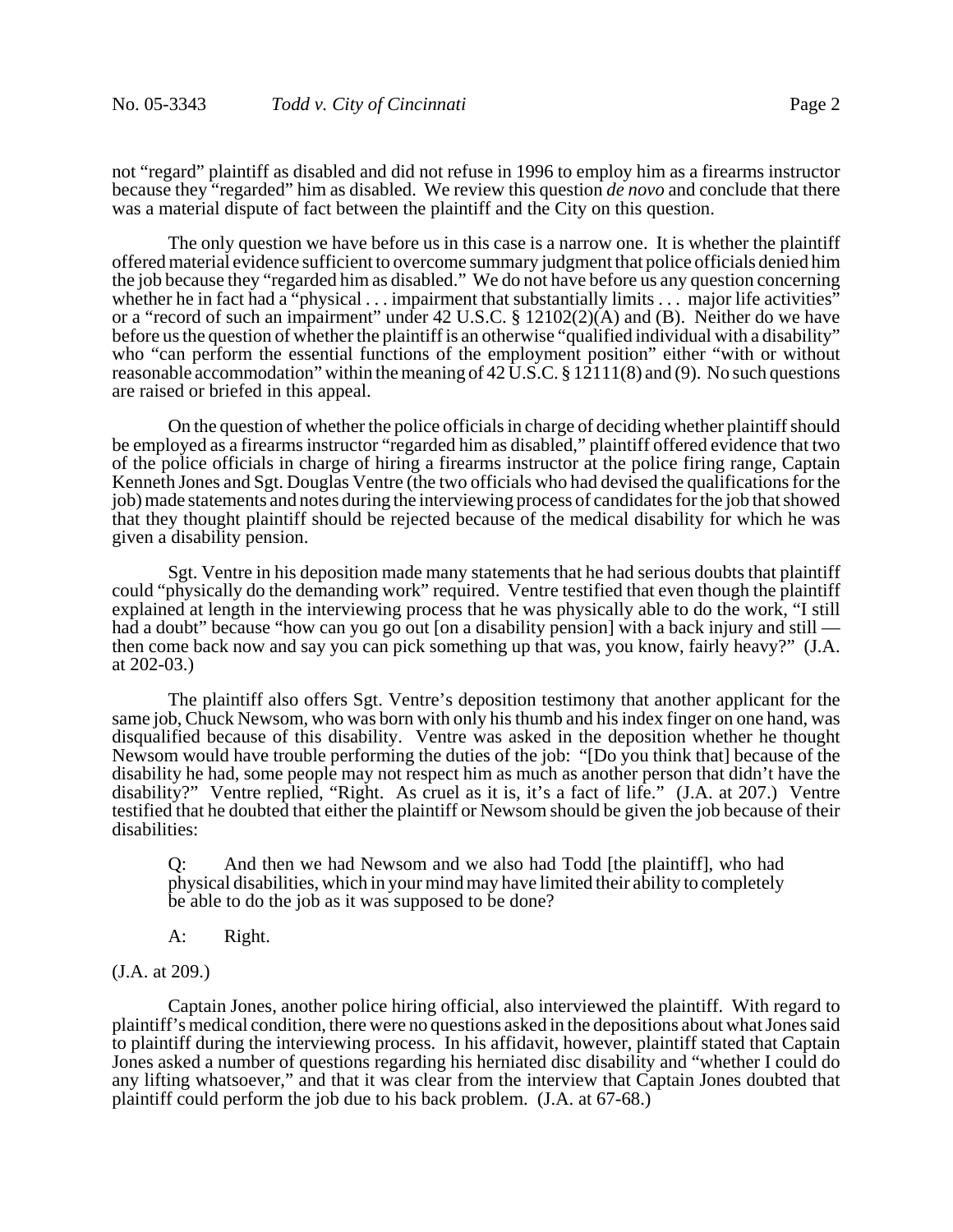not "regard" plaintiff as disabled and did not refuse in 1996 to employ him as a firearms instructor because they "regarded" him as disabled. We review this question *de novo* and conclude that there was a material dispute of fact between the plaintiff and the City on this question.

The only question we have before us in this case is a narrow one. It is whether the plaintiff offered material evidence sufficient to overcome summary judgment that police officials denied him the job because they "regarded him as disabled." We do not have before us any question concerning whether he in fact had a "physical . . . impairment that substantially limits . . . major life activities" or a "record of such an impairment" under 42 U.S.C. § 12102(2)(A) and (B). Neither do we have before us the question of whether the plaintiff is an otherwise "qualified individual with a disability" who "can perform the essential functions of the employment position" either "with or without reasonable accommodation" within the meaning of 42 U.S.C. § 12111(8) and (9). No such questions are raised or briefed in this appeal.

On the question of whether the police officials in charge of deciding whether plaintiff should be employed as a firearms instructor "regarded him as disabled," plaintiff offered evidence that two of the police officials in charge of hiring a firearms instructor at the police firing range, Captain Kenneth Jones and Sgt. Douglas Ventre (the two officials who had devised the qualifications for the job) made statements and notes during the interviewing process of candidates for the job that showed that they thought plaintiff should be rejected because of the medical disability for which he was given a disability pension.

Sgt. Ventre in his deposition made many statements that he had serious doubts that plaintiff could "physically do the demanding work" required. Ventre testified that even though the plaintiff explained at length in the interviewing process that he was physically able to do the work, "I still had a doubt" because "how can you go out [on a disability pension] with a back injury and still — then come back now and say you can pick something up that was, you know, fairly heavy?" (J.A. at 202-03.)

The plaintiff also offers Sgt. Ventre's deposition testimony that another applicant for the same job, Chuck Newsom, who was born with only his thumb and his index finger on one hand, was disqualified because of this disability. Ventre was asked in the deposition whether he thought Newsom would have trouble performing the duties of the job: "[Do you think that] because of the disability he had, some people may not respect him as much as another person that didn't have the disability?" Ventre replied, "Right. As cruel as it is, it's a fact of life." (J.A. at 207.) Ventre testified that he doubted that either the plaintiff or Newsom should be given the job because of their disabilities:

> Q: And then we had Newsom and we also had Todd [the plaintiff], who had physical disabilities, which in your mind may have limited their ability to completely be able to do the job as it was supposed to be done?
>
> A: Right.

(J.A. at 209.)

Captain Jones, another police hiring official, also interviewed the plaintiff. With regard to plaintiff's medical condition, there were no questions asked in the depositions about what Jones said to plaintiff during the interviewing process. In his affidavit, however, plaintiff stated that Captain Jones asked a number of questions regarding his herniated disc disability and "whether I could do any lifting whatsoever," and that it was clear from the interview that Captain Jones doubted that plaintiff could perform the job due to his back problem. (J.A. at 67-68.)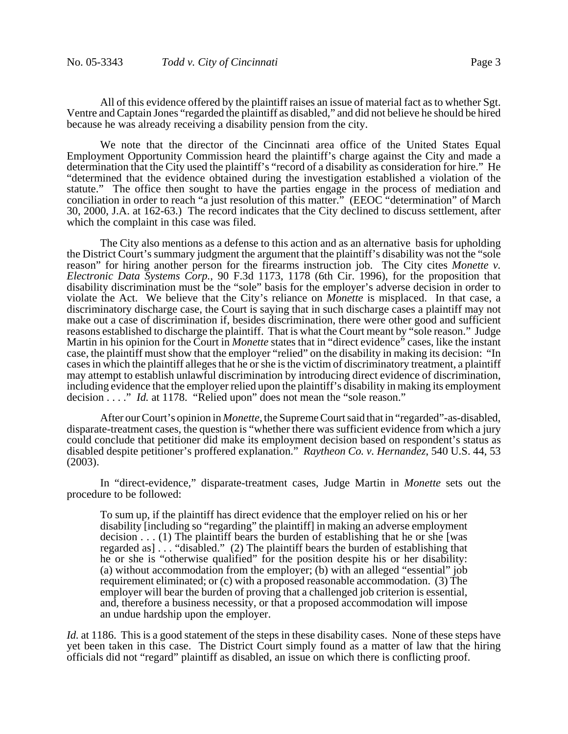All of this evidence offered by the plaintiff raises an issue of material fact as to whether Sgt. Ventre and Captain Jones "regarded the plaintiff as disabled," and did not believe he should be hired because he was already receiving a disability pension from the city.

We note that the director of the Cincinnati area office of the United States Equal Employment Opportunity Commission heard the plaintiff's charge against the City and made a determination that the City used the plaintiff's "record of a disability as consideration for hire." He "determined that the evidence obtained during the investigation established a violation of the statute." The office then sought to have the parties engage in the process of mediation and conciliation in order to reach "a just resolution of this matter." (EEOC "determination" of March 30, 2000, J.A. at 162-63.) The record indicates that the City declined to discuss settlement, after which the complaint in this case was filed.

The City also mentions as a defense to this action and as an alternative basis for upholding the District Court's summary judgment the argument that the plaintiff's disability was not the "sole reason" for hiring another person for the firearms instruction job. The City cites *Monette v. Electronic Data Systems Corp.*, 90 F.3d 1173, 1178 (6th Cir. 1996), for the proposition that disability discrimination must be the "sole" basis for the employer's adverse decision in order to violate the Act. We believe that the City's reliance on *Monette* is misplaced. In that case, a discriminatory discharge case, the Court is saying that in such discharge cases a plaintiff may not make out a case of discrimination if, besides discrimination, there were other good and sufficient reasons established to discharge the plaintiff. That is what the Court meant by "sole reason." Judge Martin in his opinion for the Court in *Monette* states that in "direct evidence" cases, like the instant case, the plaintiff must show that the employer "relied" on the disability in making its decision: "In cases in which the plaintiff alleges that he or she is the victim of discriminatory treatment, a plaintiff may attempt to establish unlawful discrimination by introducing direct evidence of discrimination, including evidence that the employer relied upon the plaintiff's disability in making its employment decision . . . ." *Id.* at 1178. "Relied upon" does not mean the "sole reason."

After our Court's opinion in *Monette*, the Supreme Court said that in "regarded"-as-disabled, disparate-treatment cases, the question is "whether there was sufficient evidence from which a jury could conclude that petitioner did make its employment decision based on respondent's status as disabled despite petitioner's proffered explanation." *Raytheon Co. v. Hernandez*, 540 U.S. 44, 53 (2003).

In "direct-evidence," disparate-treatment cases, Judge Martin in *Monette* sets out the procedure to be followed:

> To sum up, if the plaintiff has direct evidence that the employer relied on his or her disability [including so "regarding" the plaintiff] in making an adverse employment decision . . . (1) The plaintiff bears the burden of establishing that he or she [was regarded as] . . . "disabled." (2) The plaintiff bears the burden of establishing that he or she is "otherwise qualified" for the position despite his or her disability: (a) without accommodation from the employer; (b) with an alleged "essential" job requirement eliminated; or (c) with a proposed reasonable accommodation. (3) The employer will bear the burden of proving that a challenged job criterion is essential, and, therefore a business necessity, or that a proposed accommodation will impose an undue hardship upon the employer.

*Id.* at 1186. This is a good statement of the steps in these disability cases. None of these steps have yet been taken in this case. The District Court simply found as a matter of law that the hiring officials did not "regard" plaintiff as disabled, an issue on which there is conflicting proof.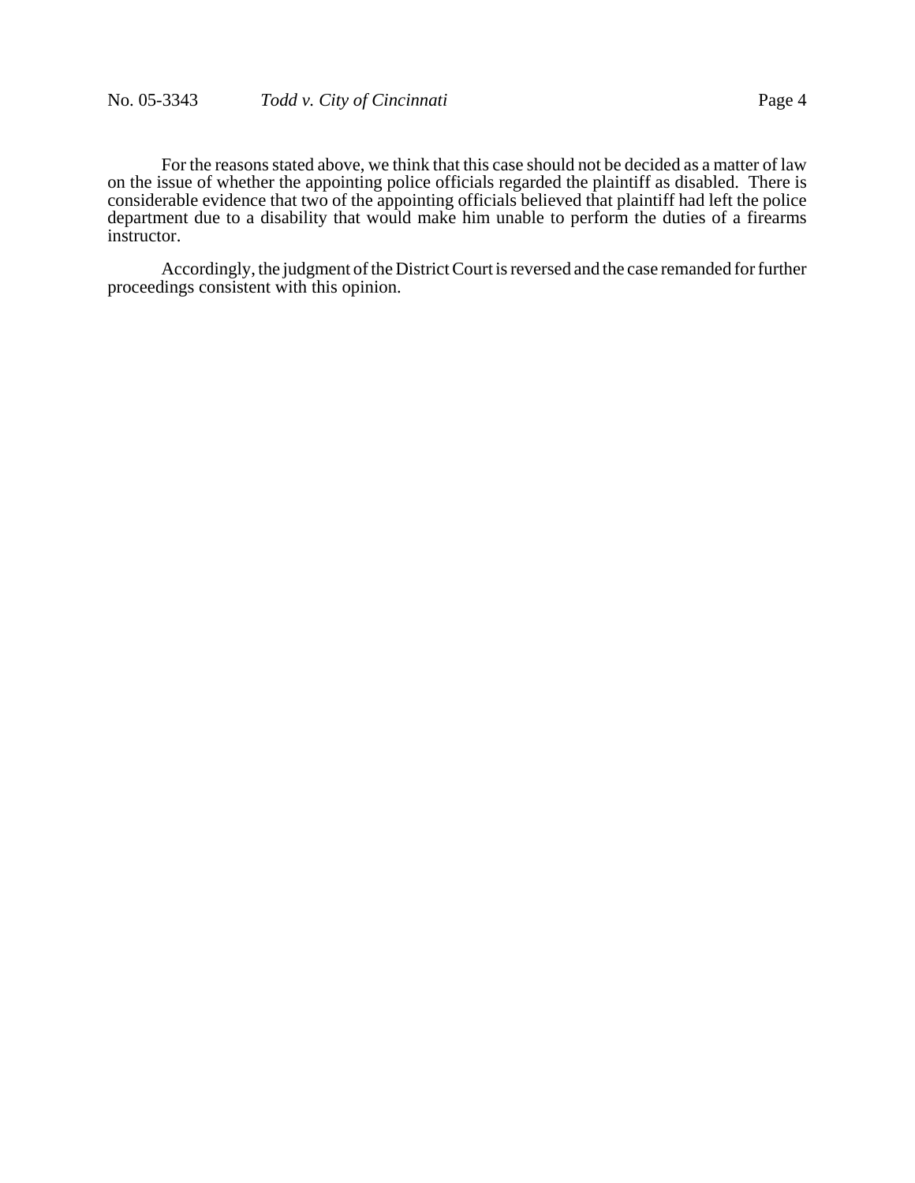For the reasons stated above, we think that this case should not be decided as a matter of law on the issue of whether the appointing police officials regarded the plaintiff as disabled. There is considerable evidence that two of the appointing officials believed that plaintiff had left the police department due to a disability that would make him unable to perform the duties of a firearms instructor.

Accordingly, the judgment of the District Court is reversed and the case remanded for further proceedings consistent with this opinion.